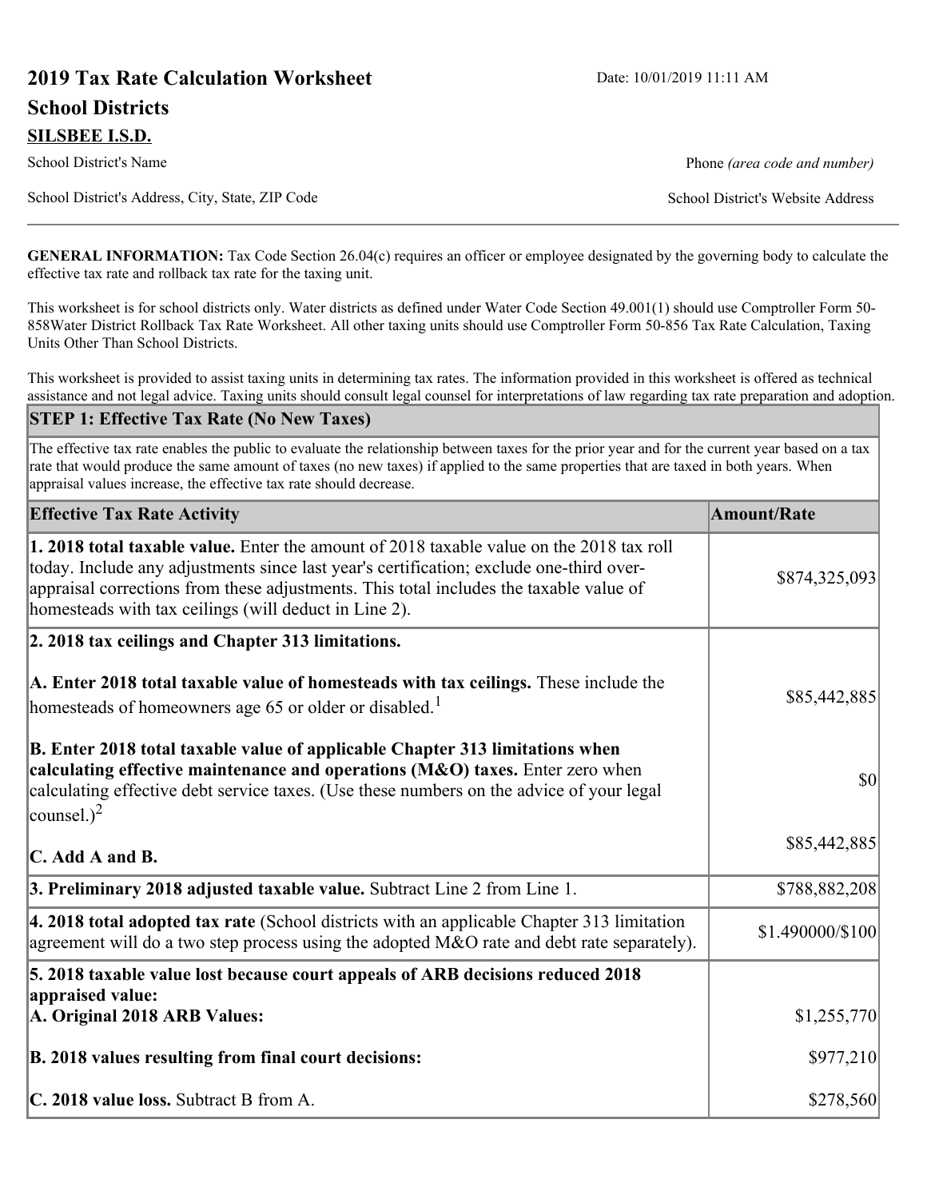# 2019 Tax Rate Calculation Worksheet

Date: 10/01/2019 11:11 AM

## School Districts

**SILSBEE I.S.D.**

School District's Name

Phone *(area code and number)*

School District's Address, City, State, ZIP Code

School District's Website Address

**GENERAL INFORMATION:** Tax Code Section 26.04(c) requires an officer or employee designated by the governing body to calculate the effective tax rate and rollback tax rate for the taxing unit.

This worksheet is for school districts only. Water districts as defined under Water Code Section 49.001(1) should use Comptroller Form 50-858Water District Rollback Tax Rate Worksheet. All other taxing units should use Comptroller Form 50-856 Tax Rate Calculation, Taxing Units Other Than School Districts.

This worksheet is provided to assist taxing units in determining tax rates. The information provided in this worksheet is offered as technical assistance and not legal advice. Taxing units should consult legal counsel for interpretations of law regarding tax rate preparation and adoption.

### STEP 1: Effective Tax Rate (No New Taxes)

The effective tax rate enables the public to evaluate the relationship between taxes for the prior year and for the current year based on a tax rate that would produce the same amount of taxes (no new taxes) if applied to the same properties that are taxed in both years. When appraisal values increase, the effective tax rate should decrease.

| Effective Tax Rate Activity | Amount/Rate |
|---|---|
| **1. 2018 total taxable value.** Enter the amount of 2018 taxable value on the 2018 tax roll today. Include any adjustments since last year's certification; exclude one-third over-appraisal corrections from these adjustments. This total includes the taxable value of homesteads with tax ceilings (will deduct in Line 2). | $874,325,093 |
| **2. 2018 tax ceilings and Chapter 313 limitations.** | |
| **A. Enter 2018 total taxable value of homesteads with tax ceilings.** These include the homesteads of homeowners age 65 or older or disabled.[1] | $85,442,885 |
| **B. Enter 2018 total taxable value of applicable Chapter 313 limitations when calculating effective maintenance and operations (M&O) taxes.** Enter zero when calculating effective debt service taxes. (Use these numbers on the advice of your legal counsel.)[2] | $0 |
| **C. Add A and B.** | $85,442,885 |
| **3. Preliminary 2018 adjusted taxable value.** Subtract Line 2 from Line 1. | $788,882,208 |
| **4. 2018 total adopted tax rate** (School districts with an applicable Chapter 313 limitation agreement will do a two step process using the adopted M&O rate and debt rate separately). | $1.490000/$100 |
| **5. 2018 taxable value lost because court appeals of ARB decisions reduced 2018 appraised value:** | |
| **A. Original 2018 ARB Values:** | $1,255,770 |
| **B. 2018 values resulting from final court decisions:** | $977,210 |
| **C. 2018 value loss.** Subtract B from A. | $278,560 |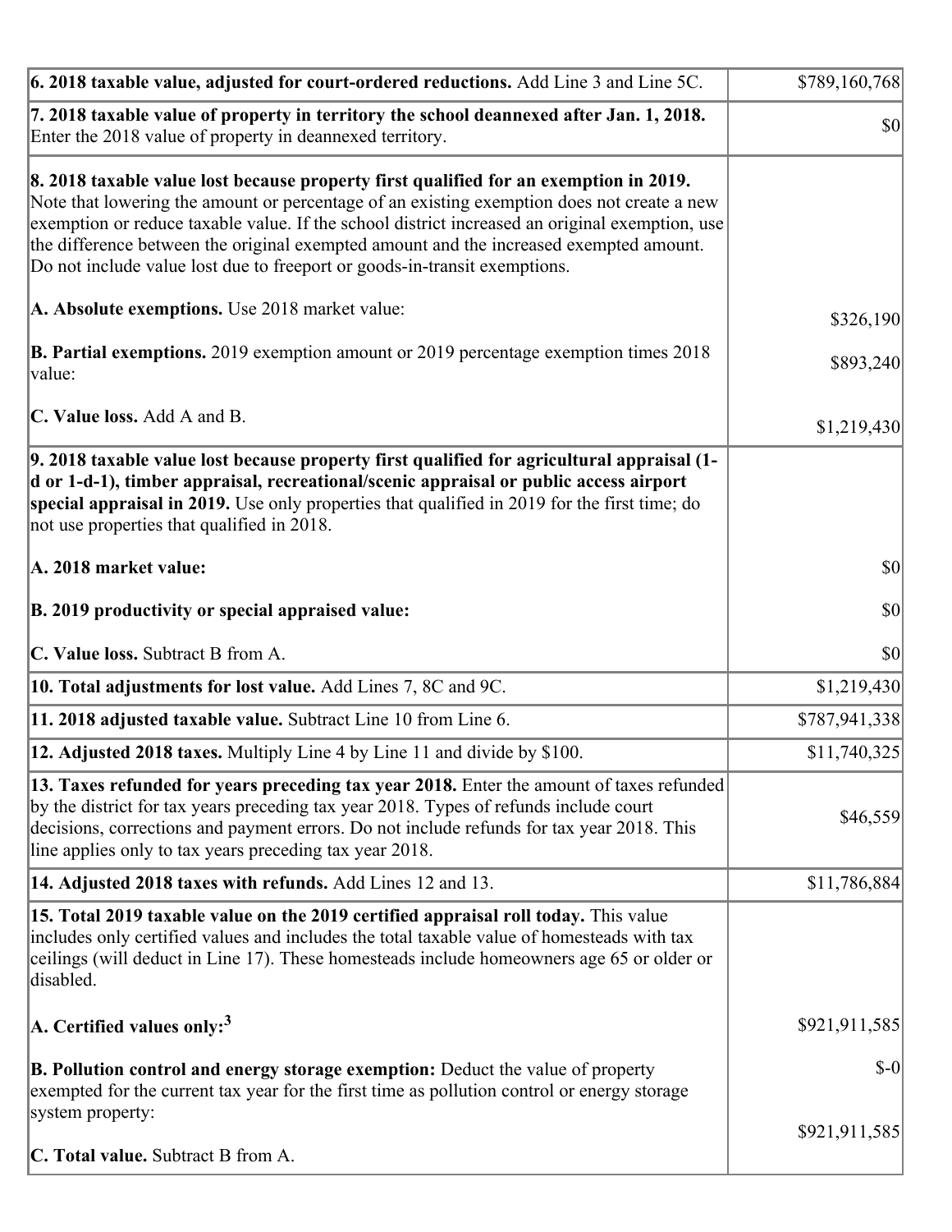| | |
|---|---|
| **6. 2018 taxable value, adjusted for court-ordered reductions.** Add Line 3 and Line 5C. | $789,160,768 |
| **7. 2018 taxable value of property in territory the school deannexed after Jan. 1, 2018.** Enter the 2018 value of property in deannexed territory. | $0 |
| **8. 2018 taxable value lost because property first qualified for an exemption in 2019.** Note that lowering the amount or percentage of an existing exemption does not create a new exemption or reduce taxable value. If the school district increased an original exemption, use the difference between the original exempted amount and the increased exempted amount. Do not include value lost due to freeport or goods-in-transit exemptions.<br><br>**A. Absolute exemptions.** Use 2018 market value:<br><br>**B. Partial exemptions.** 2019 exemption amount or 2019 percentage exemption times 2018 value:<br><br>**C. Value loss.** Add A and B. | <br><br><br><br><br><br>$326,190<br><br>$893,240<br><br>$1,219,430 |
| **9. 2018 taxable value lost because property first qualified for agricultural appraisal (1-d or 1-d-1), timber appraisal, recreational/scenic appraisal or public access airport special appraisal in 2019.** Use only properties that qualified in 2019 for the first time; do not use properties that qualified in 2018.<br><br>**A. 2018 market value:**<br><br>**B. 2019 productivity or special appraised value:**<br><br>**C. Value loss.** Subtract B from A. | <br><br><br><br><br>$0<br><br>$0<br><br>$0 |
| **10. Total adjustments for lost value.** Add Lines 7, 8C and 9C. | $1,219,430 |
| **11. 2018 adjusted taxable value.** Subtract Line 10 from Line 6. | $787,941,338 |
| **12. Adjusted 2018 taxes.** Multiply Line 4 by Line 11 and divide by $100. | $11,740,325 |
| **13. Taxes refunded for years preceding tax year 2018.** Enter the amount of taxes refunded by the district for tax years preceding tax year 2018. Types of refunds include court decisions, corrections and payment errors. Do not include refunds for tax year 2018. This line applies only to tax years preceding tax year 2018. | $46,559 |
| **14. Adjusted 2018 taxes with refunds.** Add Lines 12 and 13. | $11,786,884 |
| **15. Total 2019 taxable value on the 2019 certified appraisal roll today.** This value includes only certified values and includes the total taxable value of homesteads with tax ceilings (will deduct in Line 17). These homesteads include homeowners age 65 or older or disabled.<br><br>**A. Certified values only:**[3]<br><br>**B. Pollution control and energy storage exemption:** Deduct the value of property exempted for the current tax year for the first time as pollution control or energy storage system property:<br><br>**C. Total value.** Subtract B from A. | <br><br><br><br><br>$921,911,585<br><br>$-0<br><br><br>$921,911,585 |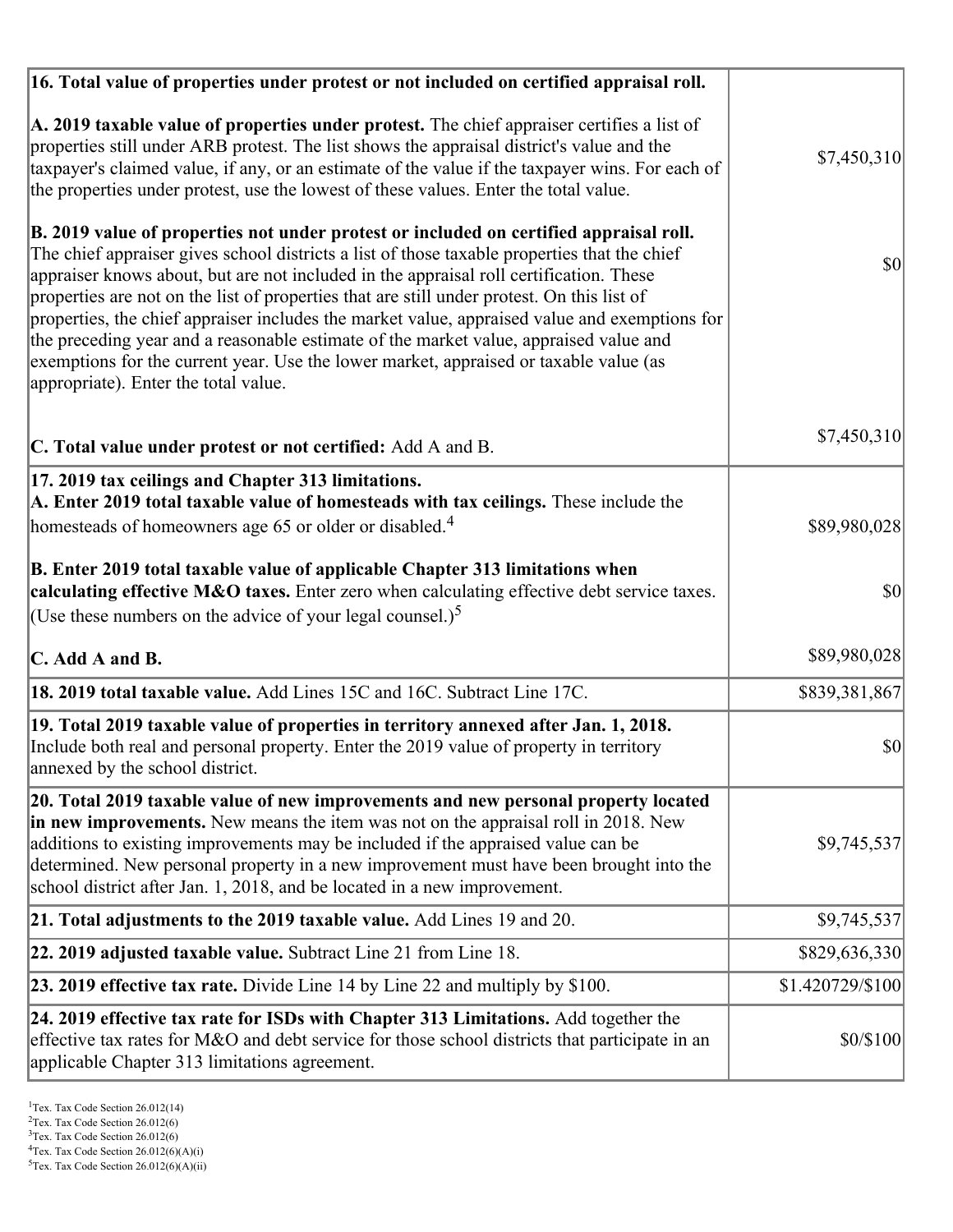| Description | Value |
|---|---|
| **16. Total value of properties under protest or not included on certified appraisal roll.** | |
| **A. 2019 taxable value of properties under protest.** The chief appraiser certifies a list of properties still under ARB protest. The list shows the appraisal district's value and the taxpayer's claimed value, if any, or an estimate of the value if the taxpayer wins. For each of the properties under protest, use the lowest of these values. Enter the total value. | $7,450,310 |
| **B. 2019 value of properties not under protest or included on certified appraisal roll.** The chief appraiser gives school districts a list of those taxable properties that the chief appraiser knows about, but are not included in the appraisal roll certification. These properties are not on the list of properties that are still under protest. On this list of properties, the chief appraiser includes the market value, appraised value and exemptions for the preceding year and a reasonable estimate of the market value, appraised value and exemptions for the current year. Use the lower market, appraised or taxable value (as appropriate). Enter the total value. | $0 |
| **C. Total value under protest or not certified:** Add A and B. | $7,450,310 |
| **17. 2019 tax ceilings and Chapter 313 limitations.** | |
| **A. Enter 2019 total taxable value of homesteads with tax ceilings.** These include the homesteads of homeowners age 65 or older or disabled.[4] | $89,980,028 |
| **B. Enter 2019 total taxable value of applicable Chapter 313 limitations when calculating effective M&O taxes.** Enter zero when calculating effective debt service taxes. (Use these numbers on the advice of your legal counsel.)[5] | $0 |
| **C. Add A and B.** | $89,980,028 |
| **18. 2019 total taxable value.** Add Lines 15C and 16C. Subtract Line 17C. | $839,381,867 |
| **19. Total 2019 taxable value of properties in territory annexed after Jan. 1, 2018.** Include both real and personal property. Enter the 2019 value of property in territory annexed by the school district. | $0 |
| **20. Total 2019 taxable value of new improvements and new personal property located in new improvements.** New means the item was not on the appraisal roll in 2018. New additions to existing improvements may be included if the appraised value can be determined. New personal property in a new improvement must have been brought into the school district after Jan. 1, 2018, and be located in a new improvement. | $9,745,537 |
| **21. Total adjustments to the 2019 taxable value.** Add Lines 19 and 20. | $9,745,537 |
| **22. 2019 adjusted taxable value.** Subtract Line 21 from Line 18. | $829,636,330 |
| **23. 2019 effective tax rate.** Divide Line 14 by Line 22 and multiply by $100. | $1.420729/$100 |
| **24. 2019 effective tax rate for ISDs with Chapter 313 Limitations.** Add together the effective tax rates for M&O and debt service for those school districts that participate in an applicable Chapter 313 limitations agreement. | $0/$100 |

[1] Tex. Tax Code Section 26.012(14)
[2] Tex. Tax Code Section 26.012(6)
[3] Tex. Tax Code Section 26.012(6)
[4] Tex. Tax Code Section 26.012(6)(A)(i)
[5] Tex. Tax Code Section 26.012(6)(A)(ii)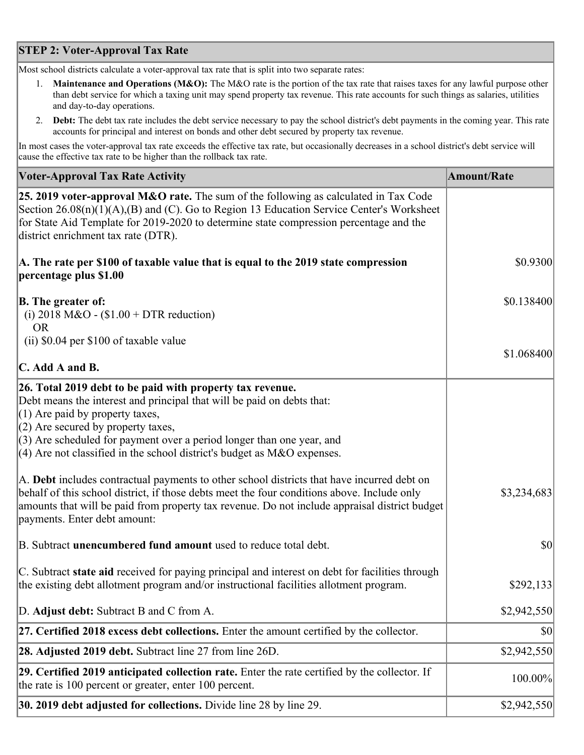## STEP 2: Voter-Approval Tax Rate

Most school districts calculate a voter-approval tax rate that is split into two separate rates:

1. **Maintenance and Operations (M&O):** The M&O rate is the portion of the tax rate that raises taxes for any lawful purpose other than debt service for which a taxing unit may spend property tax revenue. This rate accounts for such things as salaries, utilities and day-to-day operations.
2. **Debt:** The debt tax rate includes the debt service necessary to pay the school district's debt payments in the coming year. This rate accounts for principal and interest on bonds and other debt secured by property tax revenue.

In most cases the voter-approval tax rate exceeds the effective tax rate, but occasionally decreases in a school district's debt service will cause the effective tax rate to be higher than the rollback tax rate.

| Voter-Approval Tax Rate Activity | Amount/Rate |
|---|---|
| **25. 2019 voter-approval M&O rate.** The sum of the following as calculated in Tax Code Section 26.08(n)(1)(A),(B) and (C). Go to Region 13 Education Service Center's Worksheet for State Aid Template for 2019-2020 to determine state compression percentage and the district enrichment tax rate (DTR). | |
| **A. The rate per $100 of taxable value that is equal to the 2019 state compression percentage plus $1.00** | $0.9300 |
| **B. The greater of:** (i) 2018 M&O - ($1.00 + DTR reduction) OR (ii) $0.04 per $100 of taxable value | $0.138400 |
| **C. Add A and B.** | $1.068400 |
| **26. Total 2019 debt to be paid with property tax revenue.** Debt means the interest and principal that will be paid on debts that: (1) Are paid by property taxes, (2) Are secured by property taxes, (3) Are scheduled for payment over a period longer than one year, and (4) Are not classified in the school district's budget as M&O expenses. | |
| A. **Debt** includes contractual payments to other school districts that have incurred debt on behalf of this school district, if those debts meet the four conditions above. Include only amounts that will be paid from property tax revenue. Do not include appraisal district budget payments. Enter debt amount: | $3,234,683 |
| B. Subtract **unencumbered fund amount** used to reduce total debt. | $0 |
| C. Subtract **state aid** received for paying principal and interest on debt for facilities through the existing debt allotment program and/or instructional facilities allotment program. | $292,133 |
| D. **Adjust debt:** Subtract B and C from A. | $2,942,550 |
| **27. Certified 2018 excess debt collections.** Enter the amount certified by the collector. | $0 |
| **28. Adjusted 2019 debt.** Subtract line 27 from line 26D. | $2,942,550 |
| **29. Certified 2019 anticipated collection rate.** Enter the rate certified by the collector. If the rate is 100 percent or greater, enter 100 percent. | 100.00% |
| **30. 2019 debt adjusted for collections.** Divide line 28 by line 29. | $2,942,550 |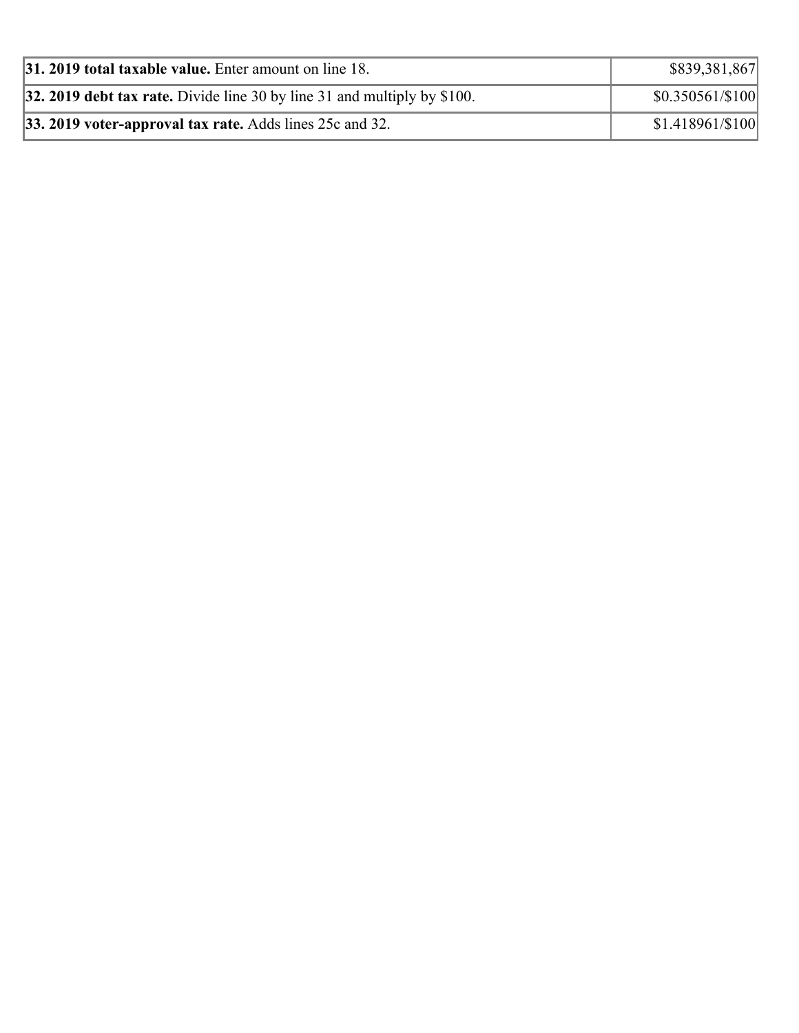| | |
|---|---|
| **31. 2019 total taxable value.** Enter amount on line 18. | $839,381,867 |
| **32. 2019 debt tax rate.** Divide line 30 by line 31 and multiply by $100. | $0.350561/$100 |
| **33. 2019 voter-approval tax rate.** Adds lines 25c and 32. | $1.418961/$100 |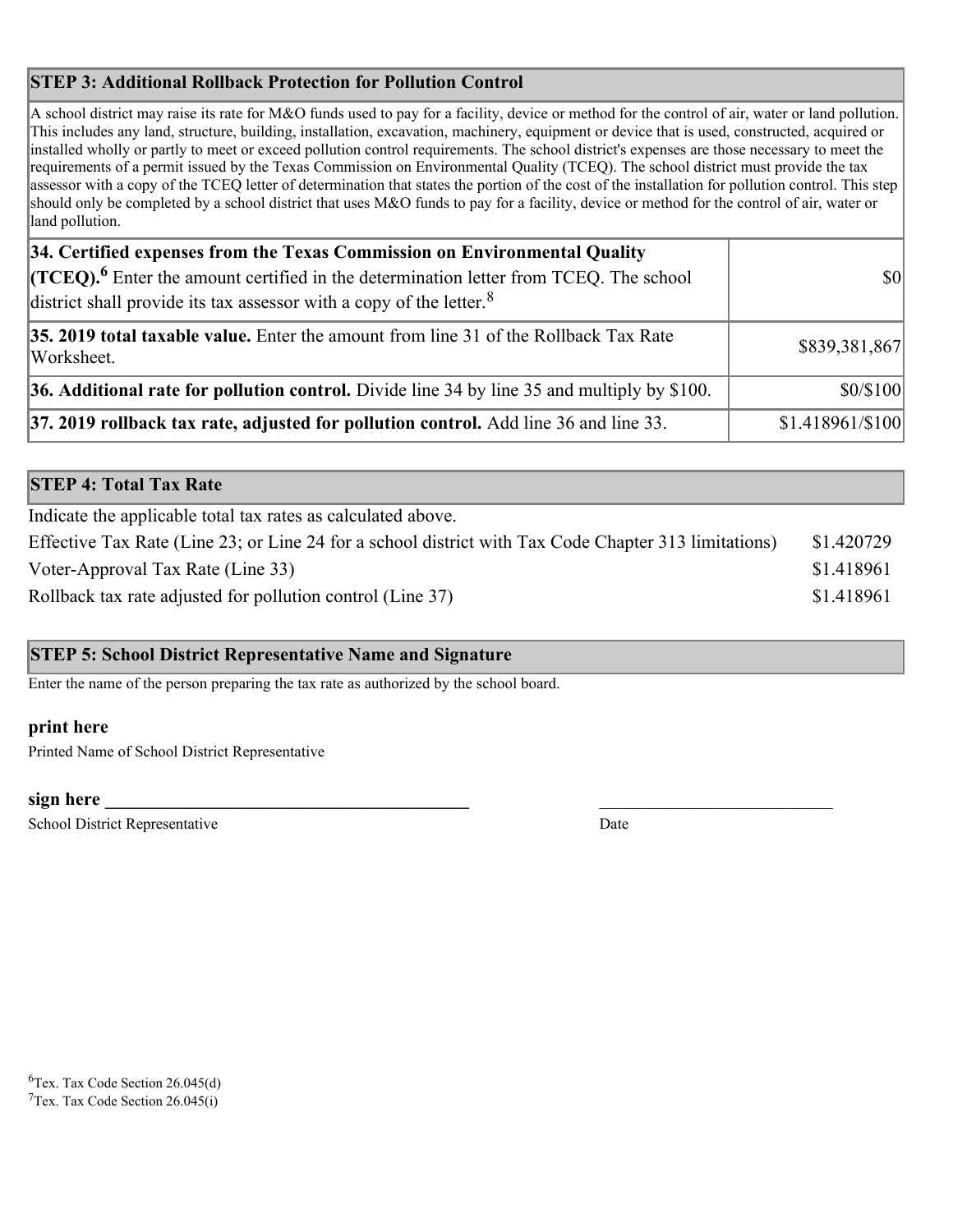## STEP 3: Additional Rollback Protection for Pollution Control

A school district may raise its rate for M&O funds used to pay for a facility, device or method for the control of air, water or land pollution. This includes any land, structure, building, installation, excavation, machinery, equipment or device that is used, constructed, acquired or installed wholly or partly to meet or exceed pollution control requirements. The school district's expenses are those necessary to meet the requirements of a permit issued by the Texas Commission on Environmental Quality (TCEQ). The school district must provide the tax assessor with a copy of the TCEQ letter of determination that states the portion of the cost of the installation for pollution control. This step should only be completed by a school district that uses M&O funds to pay for a facility, device or method for the control of air, water or land pollution.

| | |
|---|---|
| **34. Certified expenses from the Texas Commission on Environmental Quality (TCEQ).**[6] Enter the amount certified in the determination letter from TCEQ. The school district shall provide its tax assessor with a copy of the letter.[8] | $0 |
| **35. 2019 total taxable value.** Enter the amount from line 31 of the Rollback Tax Rate Worksheet. | $839,381,867 |
| **36. Additional rate for pollution control.** Divide line 34 by line 35 and multiply by $100. | $0/$100 |
| **37. 2019 rollback tax rate, adjusted for pollution control.** Add line 36 and line 33. | $1.418961/$100 |

## STEP 4: Total Tax Rate

Indicate the applicable total tax rates as calculated above.

| | |
|---|---|
| Effective Tax Rate (Line 23; or Line 24 for a school district with Tax Code Chapter 313 limitations) | $1.420729 |
| Voter-Approval Tax Rate (Line 33) | $1.418961 |
| Rollback tax rate adjusted for pollution control (Line 37) | $1.418961 |

## STEP 5: School District Representative Name and Signature

Enter the name of the person preparing the tax rate as authorized by the school board.

**print here**

Printed Name of School District Representative

**sign here** ________________________________________ ____________________________

School District Representative Date

[6]Tex. Tax Code Section 26.045(d)

[7]Tex. Tax Code Section 26.045(i)